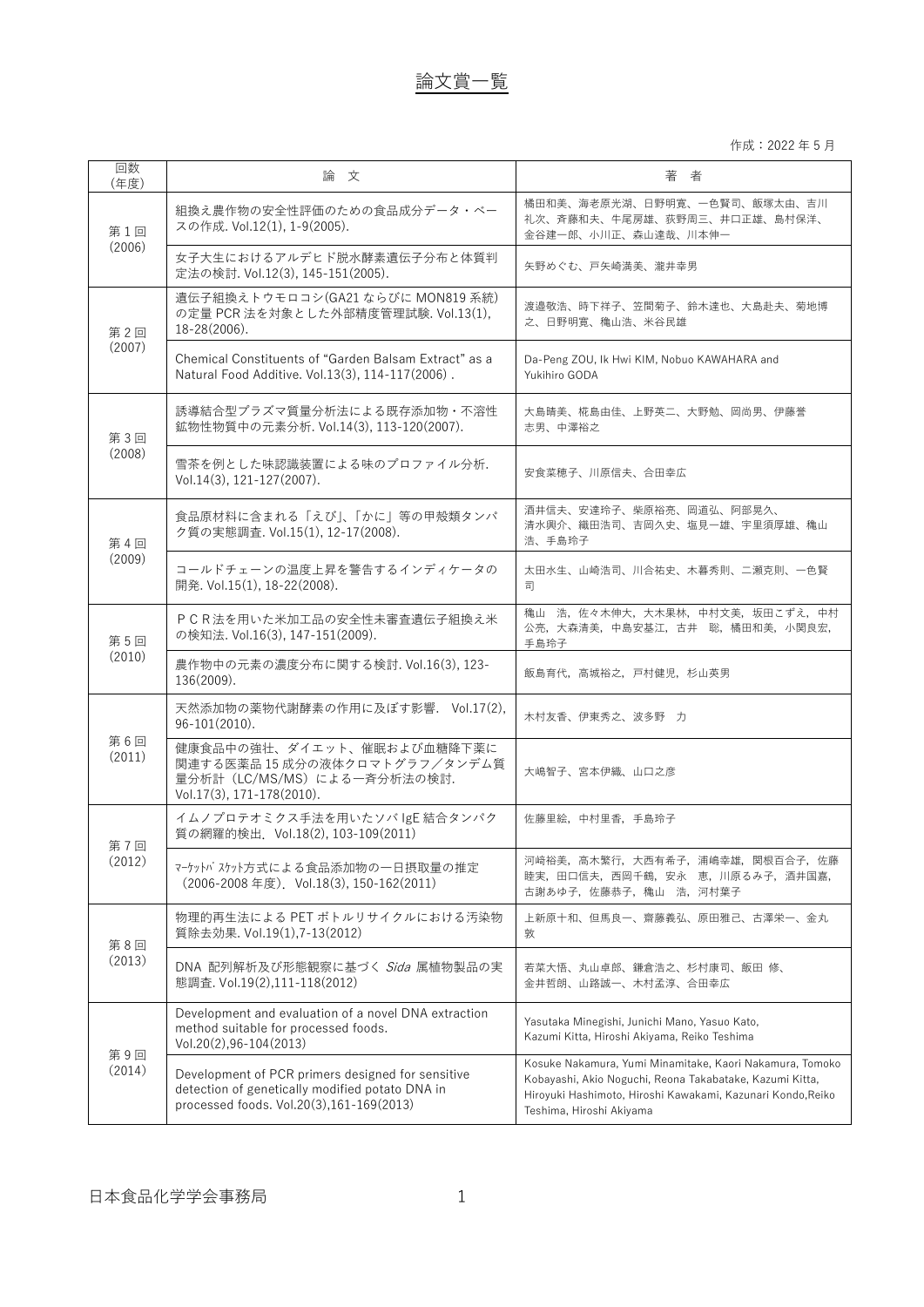# 論文賞一覧

作成：2022 年 5 月

| 回数(年度) | 論　文 | 著　者 |
|---|---|---|
| 第 1 回(2006) | 組換え農作物の安全性評価のための食品成分データ・ベースの作成. Vol.12(1), 1-9(2005). | 橘田和美、海老原光湖、日野明寛、一色賢司、飯塚太由、吉川礼次、斉藤和夫、牛尾房雄、荻野周三、井口正雄、島村保洋、金谷建一郎、小川正、森山達哉、川本伸一 |
| | 女子大生におけるアルデヒド脱水酵素遺伝子分布と体質判定法の検討. Vol.12(3), 145-151(2005). | 矢野めぐむ、戸矢崎満美、瀧井幸男 |
| 第 2 回(2007) | 遺伝子組換えトウモロコシ(GA21 ならびに MON819 系統)の定量 PCR 法を対象とした外部精度管理試験. Vol.13(1), 18-28(2006). | 渡邉敬浩、時下祥子、笠間菊子、鈴木達也、大島赴夫、菊地博之、日野明寛、穐山浩、米谷民雄 |
| | Chemical Constituents of “Garden Balsam Extract” as a Natural Food Additive. Vol.13(3), 114-117(2006) . | Da-Peng ZOU, Ik Hwi KIM, Nobuo KAWAHARA and Yukihiro GODA |
| 第 3 回(2008) | 誘導結合型プラズマ質量分析法による既存添加物・不溶性鉱物性物質中の元素分析. Vol.14(3), 113-120(2007). | 大島晴美、椛島由佳、上野英二、大野勉、岡尚男、伊藤誉志男、中澤裕之 |
| | 雪茶を例とした味認識装置による味のプロファイル分析. Vol.14(3), 121-127(2007). | 安食菜穂子、川原信夫、合田幸広 |
| 第 4 回(2009) | 食品原材料に含まれる「えび」、「かに」等の甲殻類タンパク質の実態調査. Vol.15(1), 12-17(2008). | 酒井信夫、安達玲子、柴原裕亮、岡道弘、阿部晃久、清水興介、織田浩司、吉岡久史、塩見一雄、宇里須厚雄、穐山浩、手島玲子 |
| | コールドチェーンの温度上昇を警告するインディケータの開発. Vol.15(1), 18-22(2008). | 太田水生、山崎浩司、川合祐史、木暮秀則、二瀬克則、一色賢司 |
| 第 5 回(2010) | ＰＣＲ法を用いた米加工品の安全性未審査遺伝子組換え米の検知法. Vol.16(3), 147-151(2009). | 穐山　浩，佐々木伸大，大木果林，中村文美，坂田こずえ，中村公亮，大森清美，中島安基江，古井　聡，橘田和美，小関良宏，手島玲子 |
| | 農作物中の元素の濃度分布に関する検討. Vol.16(3), 123-136(2009). | 飯島育代，高城裕之，戸村健児，杉山英男 |
| 第 6 回(2011) | 天然添加物の薬物代謝酵素の作用に及ぼす影響.　Vol.17(2), 96-101(2010). | 木村友香、伊東秀之、波多野　力 |
| | 健康食品中の強壮、ダイエット、催眠および血糖降下薬に関連する医薬品 15 成分の液体クロマトグラフ／タンデム質量分析計（LC/MS/MS）による一斉分析法の検討. Vol.17(3), 171-178(2010). | 大嶋智子、宮本伊織、山口之彦 |
| 第 7 回(2012) | イムノプロテオミクス手法を用いたソバ IgE 結合タンパク質の網羅的検出.　Vol.18(2), 103-109(2011) | 佐藤里絵，中村里香，手島玲子 |
| | ﾏｰｹｯﾄﾊﾞｽｹｯﾄ方式による食品添加物の一日摂取量の推定（2006-2008 年度).　Vol.18(3), 150-162(2011) | 河崎裕美，高木繁行，大西有希子，浦嶋幸雄，関根百合子，佐藤睦実，田口信夫，西岡千鶴，安永　恵，川原るみ子，酒井国嘉，古謝あゆ子，佐藤恭子，穐山　浩，河村葉子 |
| 第 8 回(2013) | 物理的再生法による PET ボトルリサイクルにおける汚染物質除去効果. Vol.19(1),7-13(2012) | 上新原十和、但馬良一、齋藤義弘、原田雅己、古澤栄一、金丸敦 |
| | DNA 配列解析及び形態観察に基づく *Sida* 属植物製品の実態調査. Vol.19(2),111-118(2012) | 若菜大悟、丸山卓郎、鎌倉浩之、杉村康司、飯田 修、金井哲朗、山路誠一、木村孟淳、合田幸広 |
| 第 9 回(2014) | Development and evaluation of a novel DNA extraction method suitable for processed foods. Vol.20(2),96-104(2013) | Yasutaka Minegishi, Junichi Mano, Yasuo Kato, Kazumi Kitta, Hiroshi Akiyama, Reiko Teshima |
| | Development of PCR primers designed for sensitive detection of genetically modified potato DNA in processed foods. Vol.20(3),161-169(2013) | Kosuke Nakamura, Yumi Minamitake, Kaori Nakamura, Tomoko Kobayashi, Akio Noguchi, Reona Takabatake, Kazumi Kitta, Hiroyuki Hashimoto, Hiroshi Kawakami, Kazunari Kondo,Reiko Teshima, Hiroshi Akiyama |

日本食品化学学会事務局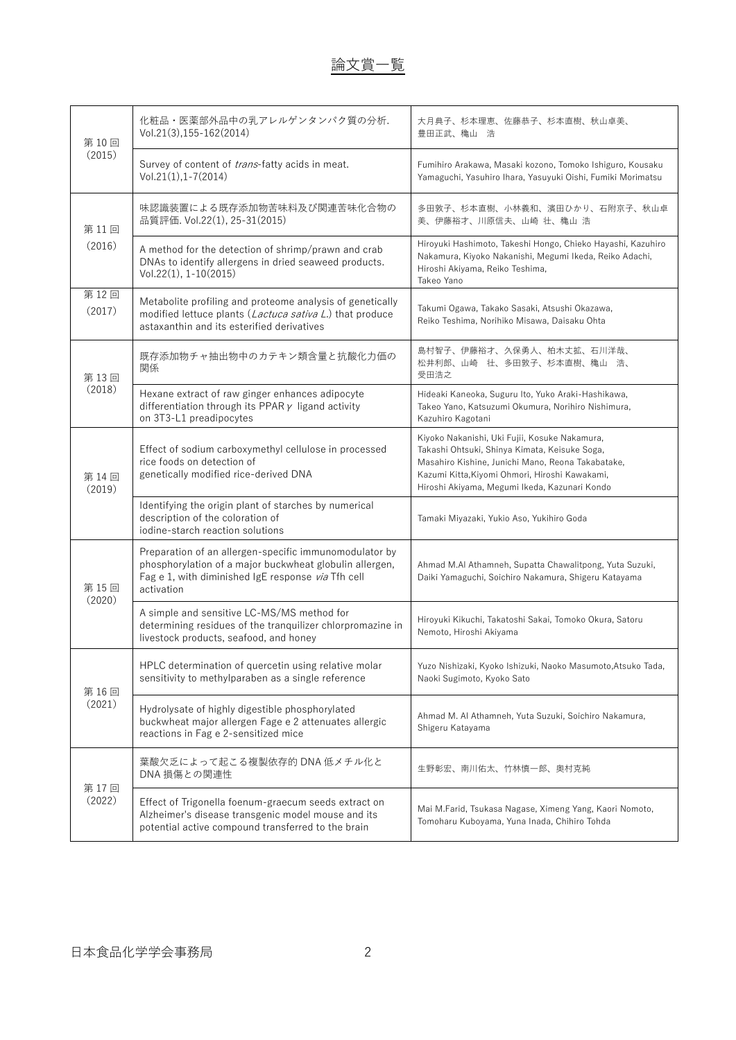# 論文賞一覧

| | | |
|---|---|---|
| 第10回 (2015) | 化粧品・医薬部外品中の乳アレルゲンタンパク質の分析. Vol.21(3),155-162(2014) | 大月典子、杉本理恵、佐藤恭子、杉本直樹、秋山卓美、豊田正武、穐山　浩 |
| | Survey of content of *trans*-fatty acids in meat. Vol.21(1),1-7(2014) | Fumihiro Arakawa, Masaki kozono, Tomoko Ishiguro, Kousaku Yamaguchi, Yasuhiro Ihara, Yasuyuki Oishi, Fumiki Morimatsu |
| 第11回 (2016) | 味認識装置による既存添加物苦味料及び関連苦味化合物の品質評価. Vol.22(1), 25-31(2015) | 多田敦子、杉本直樹、小林義和、濱田ひかり、石附京子、秋山卓美、伊藤裕才、川原信夫、山崎 壮、穐山 浩 |
| | A method for the detection of shrimp/prawn and crab DNAs to identify allergens in dried seaweed products. Vol.22(1), 1-10(2015) | Hiroyuki Hashimoto, Takeshi Hongo, Chieko Hayashi, Kazuhiro Nakamura, Kiyoko Nakanishi, Megumi Ikeda, Reiko Adachi, Hiroshi Akiyama, Reiko Teshima, Takeo Yano |
| 第12回 (2017) | Metabolite profiling and proteome analysis of genetically modified lettuce plants (*Lactuca sativa L.*) that produce astaxanthin and its esterified derivatives | Takumi Ogawa, Takako Sasaki, Atsushi Okazawa, Reiko Teshima, Norihiko Misawa, Daisaku Ohta |
| 第13回 (2018) | 既存添加物チャ抽出物中のカテキン類含量と抗酸化力価の関係 | 島村智子、伊藤裕才、久保勇人、柏木丈拡、石川洋哉、松井利郎、山崎　壮、多田敦子、杉本直樹、穐山　浩、受田浩之 |
| | Hexane extract of raw ginger enhances adipocyte differentiation through its PPAR$\gamma$ ligand activity on 3T3-L1 preadipocytes | Hideaki Kaneoka, Suguru Ito, Yuko Araki-Hashikawa, Takeo Yano, Katsuzumi Okumura, Norihiro Nishimura, Kazuhiro Kagotani |
| 第14回 (2019) | Effect of sodium carboxymethyl cellulose in processed rice foods on detection of genetically modified rice-derived DNA | Kiyoko Nakanishi, Uki Fujii, Kosuke Nakamura, Takashi Ohtsuki, Shinya Kimata, Keisuke Soga, Masahiro Kishine, Junichi Mano, Reona Takabatake, Kazumi Kitta,Kiyomi Ohmori, Hiroshi Kawakami, Hiroshi Akiyama, Megumi Ikeda, Kazunari Kondo |
| | Identifying the origin plant of starches by numerical description of the coloration of iodine-starch reaction solutions | Tamaki Miyazaki, Yukio Aso, Yukihiro Goda |
| 第15回 (2020) | Preparation of an allergen-specific immunomodulator by phosphorylation of a major buckwheat globulin allergen, Fag e 1, with diminished IgE response *via* Tfh cell activation | Ahmad M.Al Athamneh, Supatta Chawalitpong, Yuta Suzuki, Daiki Yamaguchi, Soichiro Nakamura, Shigeru Katayama |
| | A simple and sensitive LC-MS/MS method for determining residues of the tranquilizer chlorpromazine in livestock products, seafood, and honey | Hiroyuki Kikuchi, Takatoshi Sakai, Tomoko Okura, Satoru Nemoto, Hiroshi Akiyama |
| 第16回 (2021) | HPLC determination of quercetin using relative molar sensitivity to methylparaben as a single reference | Yuzo Nishizaki, Kyoko Ishizuki, Naoko Masumoto,Atsuko Tada, Naoki Sugimoto, Kyoko Sato |
| | Hydrolysate of highly digestible phosphorylated buckwheat major allergen Fage e 2 attenuates allergic reactions in Fag e 2-sensitized mice | Ahmad M. Al Athamneh, Yuta Suzuki, Soichiro Nakamura, Shigeru Katayama |
| 第17回 (2022) | 葉酸欠乏によって起こる複製依存的 DNA 低メチル化と DNA 損傷との関連性 | 生野彰宏、南川佑太、竹林慎一郎、奥村克純 |
| | Effect of Trigonella foenum-graecum seeds extract on Alzheimer's disease transgenic model mouse and its potential active compound transferred to the brain | Mai M.Farid, Tsukasa Nagase, Ximeng Yang, Kaori Nomoto, Tomoharu Kuboyama, Yuna Inada, Chihiro Tohda |

日本食品化学学会事務局